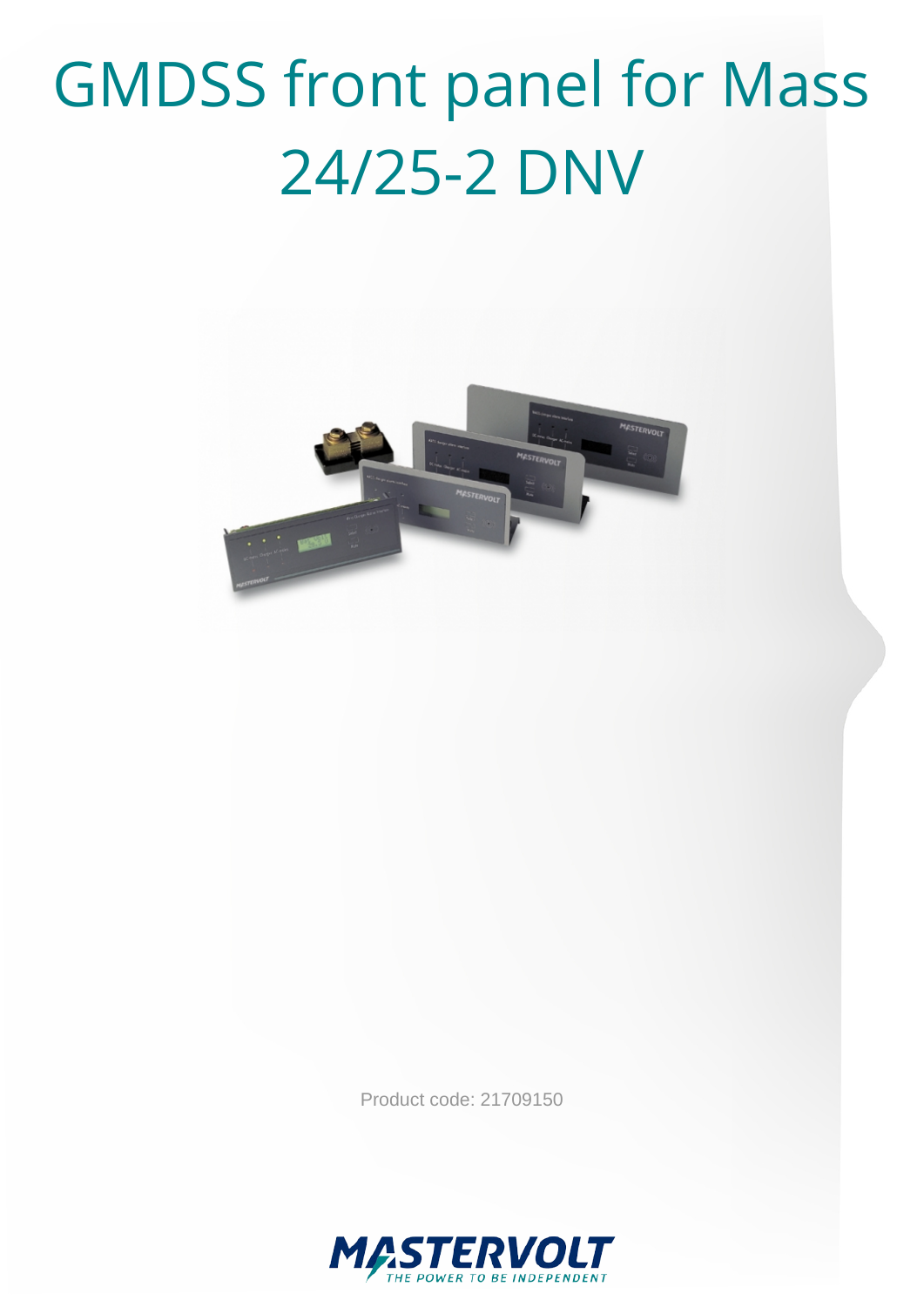# GMDSS front panel for Mass 24/25-2 DNV

Product code: 21709150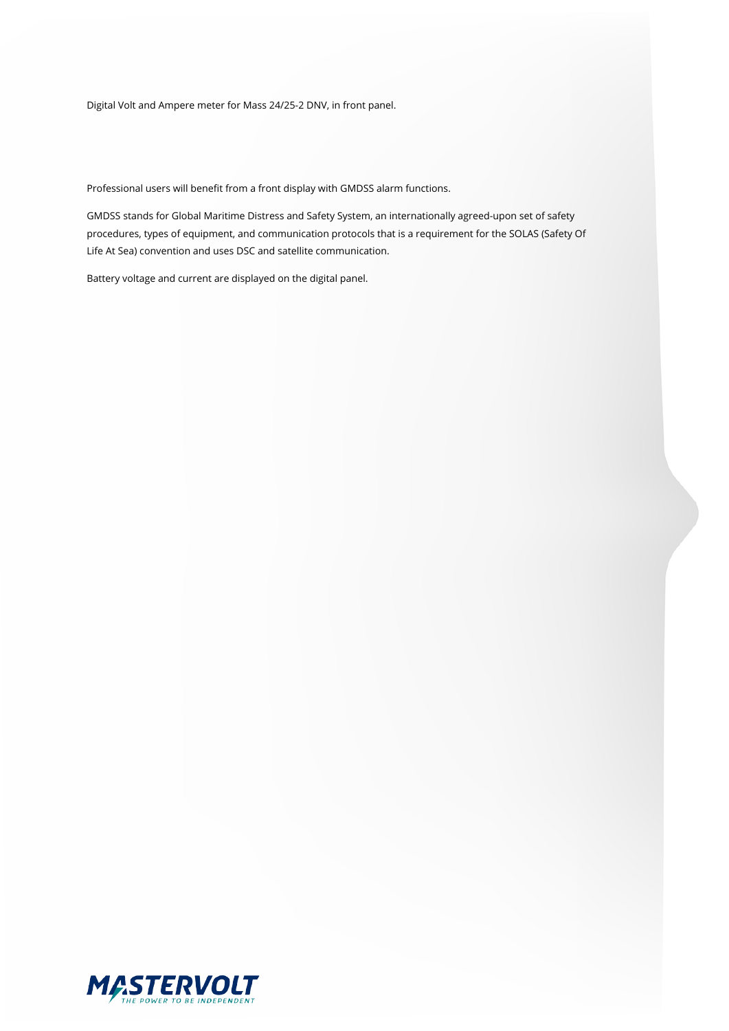Digital Volt and Ampere meter for Mass 24/25-2 DNV, in front panel.

Professional users will benefit from a front display with GMDSS alarm functions.

GMDSS stands for Global Maritime Distress and Safety System, an internationally agreed-upon set of safety procedures, types of equipment, and communication protocols that is a requirement for the SOLAS (Safety Of Life At Sea) convention and uses DSC and satellite communication.

Battery voltage and current are displayed on the digital panel.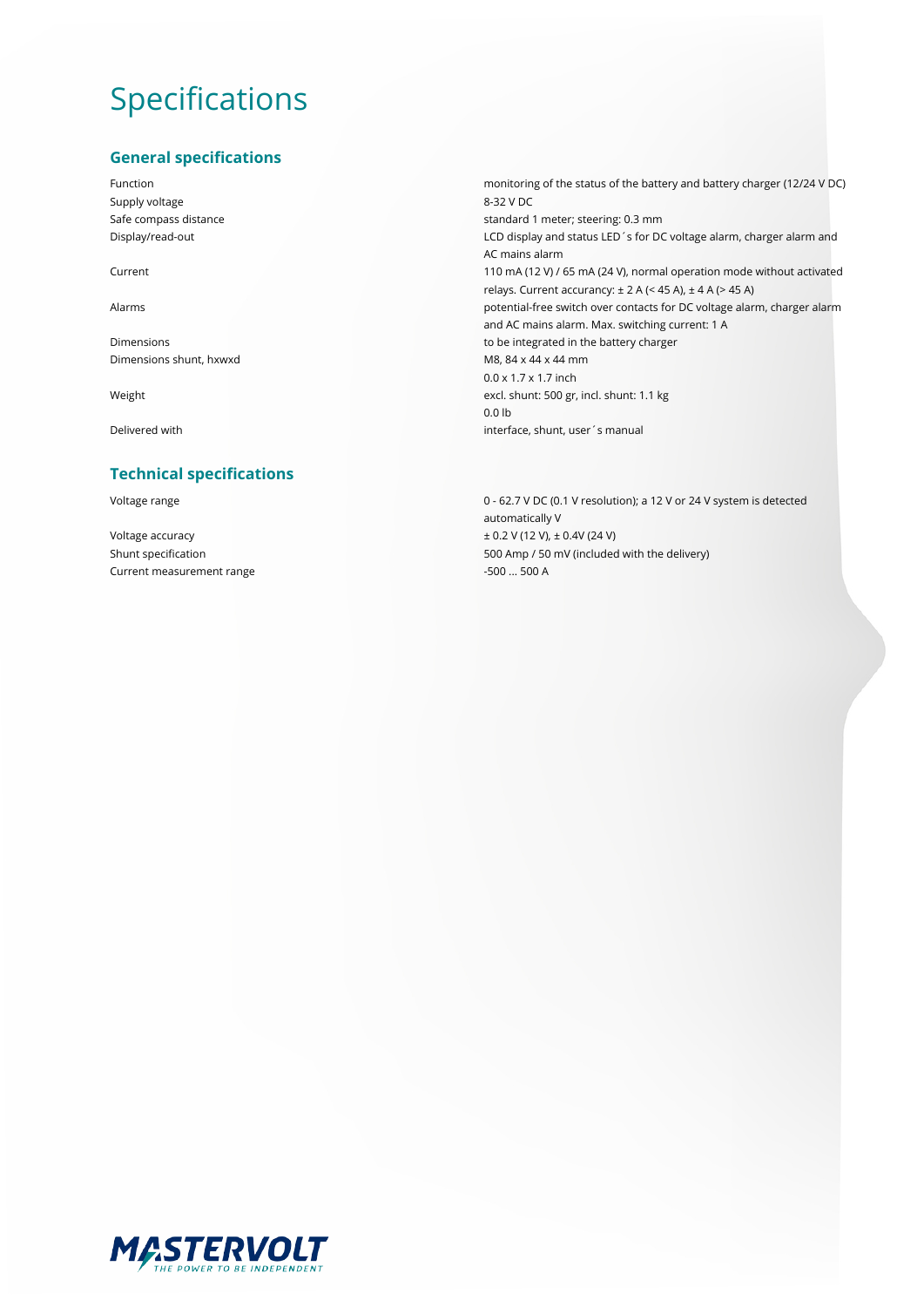# Specifications

## General specifications

| | |
|---|---|
| Function | monitoring of the status of the battery and battery charger (12/24 V DC) |
| Supply voltage | 8-32 V DC |
| Safe compass distance | standard 1 meter; steering: 0.3 mm |
| Display/read-out | LCD display and status LED´s for DC voltage alarm, charger alarm and AC mains alarm |
| Current | 110 mA (12 V) / 65 mA (24 V), normal operation mode without activated relays. Current accurancy: ± 2 A (< 45 A), ± 4 A (> 45 A) |
| Alarms | potential-free switch over contacts for DC voltage alarm, charger alarm and AC mains alarm. Max. switching current: 1 A |
| Dimensions | to be integrated in the battery charger |
| Dimensions shunt, hxwxd | M8, 84 x 44 x 44 mm<br>0.0 x 1.7 x 1.7 inch |
| Weight | excl. shunt: 500 gr, incl. shunt: 1.1 kg<br>0.0 lb |
| Delivered with | interface, shunt, user´s manual |

## Technical specifications

| | |
|---|---|
| Voltage range | 0 - 62.7 V DC (0.1 V resolution); a 12 V or 24 V system is detected automatically V |
| Voltage accuracy | ± 0.2 V (12 V), ± 0.4V (24 V) |
| Shunt specification | 500 Amp / 50 mV (included with the delivery) |
| Current measurement range | -500 ... 500 A |

MASTERVOLT
THE POWER TO BE INDEPENDENT